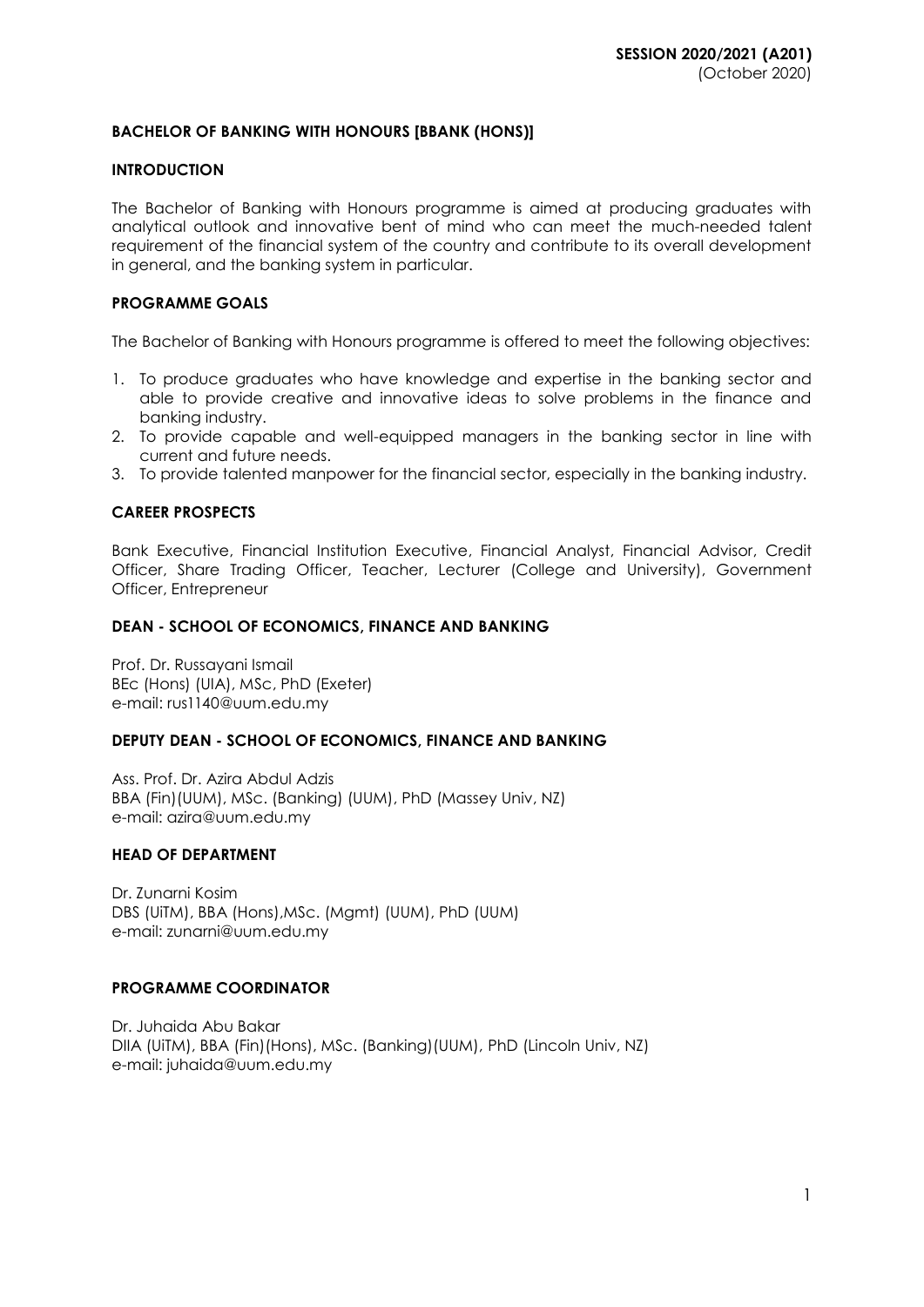**SESSION 2020/2021 (A201)**
(October 2020)

## BACHELOR OF BANKING WITH HONOURS [BBANK (HONS)]

### INTRODUCTION

The Bachelor of Banking with Honours programme is aimed at producing graduates with analytical outlook and innovative bent of mind who can meet the much-needed talent requirement of the financial system of the country and contribute to its overall development in general, and the banking system in particular.

### PROGRAMME GOALS

The Bachelor of Banking with Honours programme is offered to meet the following objectives:

1. To produce graduates who have knowledge and expertise in the banking sector and able to provide creative and innovative ideas to solve problems in the finance and banking industry.
2. To provide capable and well-equipped managers in the banking sector in line with current and future needs.
3. To provide talented manpower for the financial sector, especially in the banking industry.

### CAREER PROSPECTS

Bank Executive, Financial Institution Executive, Financial Analyst, Financial Advisor, Credit Officer, Share Trading Officer, Teacher, Lecturer (College and University), Government Officer, Entrepreneur

### DEAN - SCHOOL OF ECONOMICS, FINANCE AND BANKING

Prof. Dr. Russayani Ismail
BEc (Hons) (UIA), MSc, PhD (Exeter)
e-mail: rus1140@uum.edu.my

### DEPUTY DEAN - SCHOOL OF ECONOMICS, FINANCE AND BANKING

Ass. Prof. Dr. Azira Abdul Adzis
BBA (Fin)(UUM), MSc. (Banking) (UUM), PhD (Massey Univ, NZ)
e-mail: azira@uum.edu.my

### HEAD OF DEPARTMENT

Dr. Zunarni Kosim
DBS (UiTM), BBA (Hons),MSc. (Mgmt) (UUM), PhD (UUM)
e-mail: zunarni@uum.edu.my

### PROGRAMME COORDINATOR

Dr. Juhaida Abu Bakar
DIIA (UiTM), BBA (Fin)(Hons), MSc. (Banking)(UUM), PhD (Lincoln Univ, NZ)
e-mail: juhaida@uum.edu.my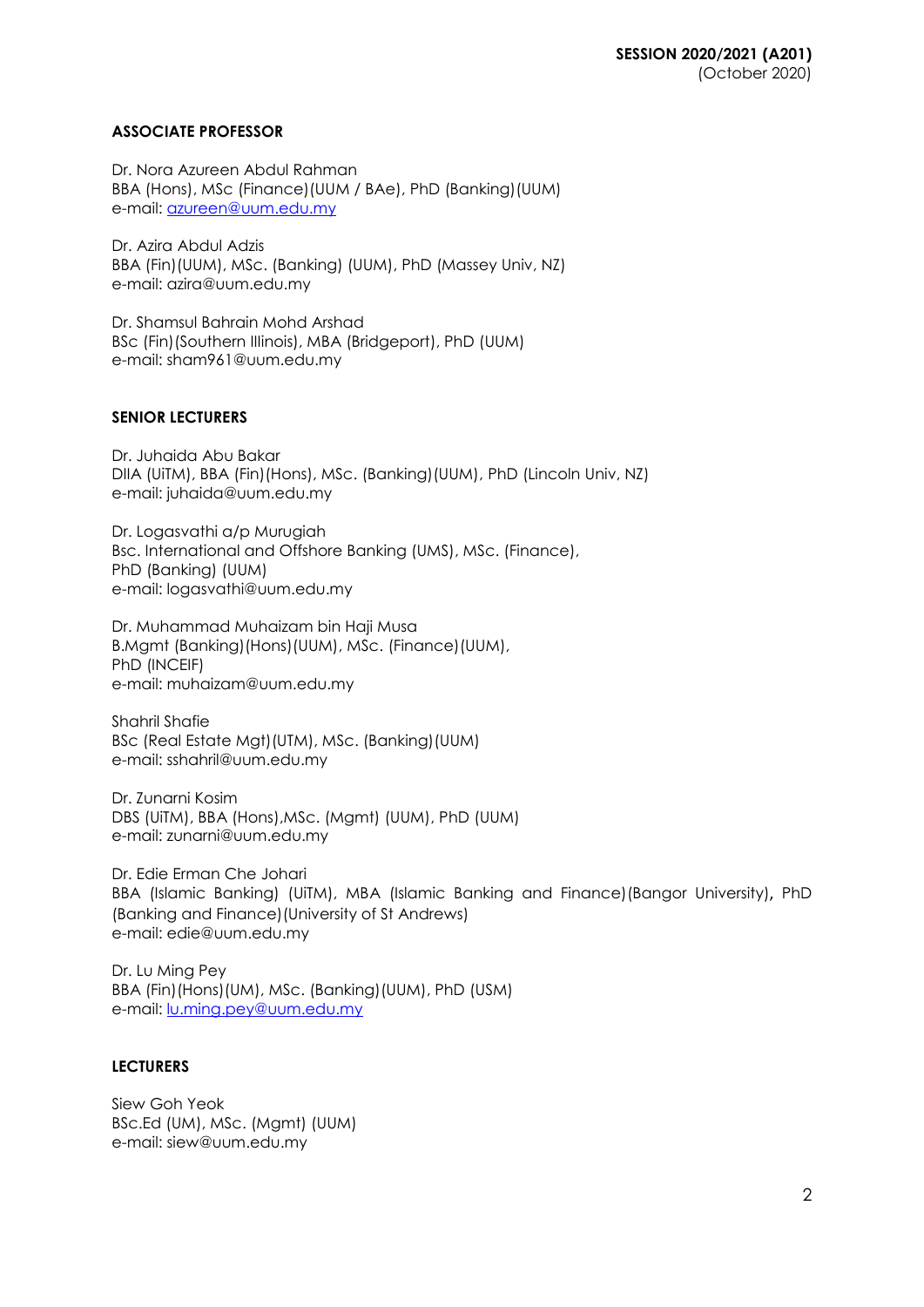**SESSION 2020/2021 (A201)**
(October 2020)

**ASSOCIATE PROFESSOR**

Dr. Nora Azureen Abdul Rahman
BBA (Hons), MSc (Finance)(UUM / BAe), PhD (Banking)(UUM)
e-mail: azureen@uum.edu.my

Dr. Azira Abdul Adzis
BBA (Fin)(UUM), MSc. (Banking) (UUM), PhD (Massey Univ, NZ)
e-mail: azira@uum.edu.my

Dr. Shamsul Bahrain Mohd Arshad
BSc (Fin)(Southern Illinois), MBA (Bridgeport), PhD (UUM)
e-mail: sham961@uum.edu.my

**SENIOR LECTURERS**

Dr. Juhaida Abu Bakar
DIIA (UiTM), BBA (Fin)(Hons), MSc. (Banking)(UUM), PhD (Lincoln Univ, NZ)
e-mail: juhaida@uum.edu.my

Dr. Logasvathi a/p Murugiah
Bsc. International and Offshore Banking (UMS), MSc. (Finance),
PhD (Banking) (UUM)
e-mail: logasvathi@uum.edu.my

Dr. Muhammad Muhaizam bin Haji Musa
B.Mgmt (Banking)(Hons)(UUM), MSc. (Finance)(UUM),
PhD (INCEIF)
e-mail: muhaizam@uum.edu.my

Shahril Shafie
BSc (Real Estate Mgt)(UTM), MSc. (Banking)(UUM)
e-mail: sshahril@uum.edu.my

Dr. Zunarni Kosim
DBS (UiTM), BBA (Hons),MSc. (Mgmt) (UUM), PhD (UUM)
e-mail: zunarni@uum.edu.my

Dr. Edie Erman Che Johari
BBA (Islamic Banking) (UiTM), MBA (Islamic Banking and Finance)(Bangor University), PhD (Banking and Finance)(University of St Andrews)
e-mail: edie@uum.edu.my

Dr. Lu Ming Pey
BBA (Fin)(Hons)(UM), MSc. (Banking)(UUM), PhD (USM)
e-mail: lu.ming.pey@uum.edu.my

**LECTURERS**

Siew Goh Yeok
BSc.Ed (UM), MSc. (Mgmt) (UUM)
e-mail: siew@uum.edu.my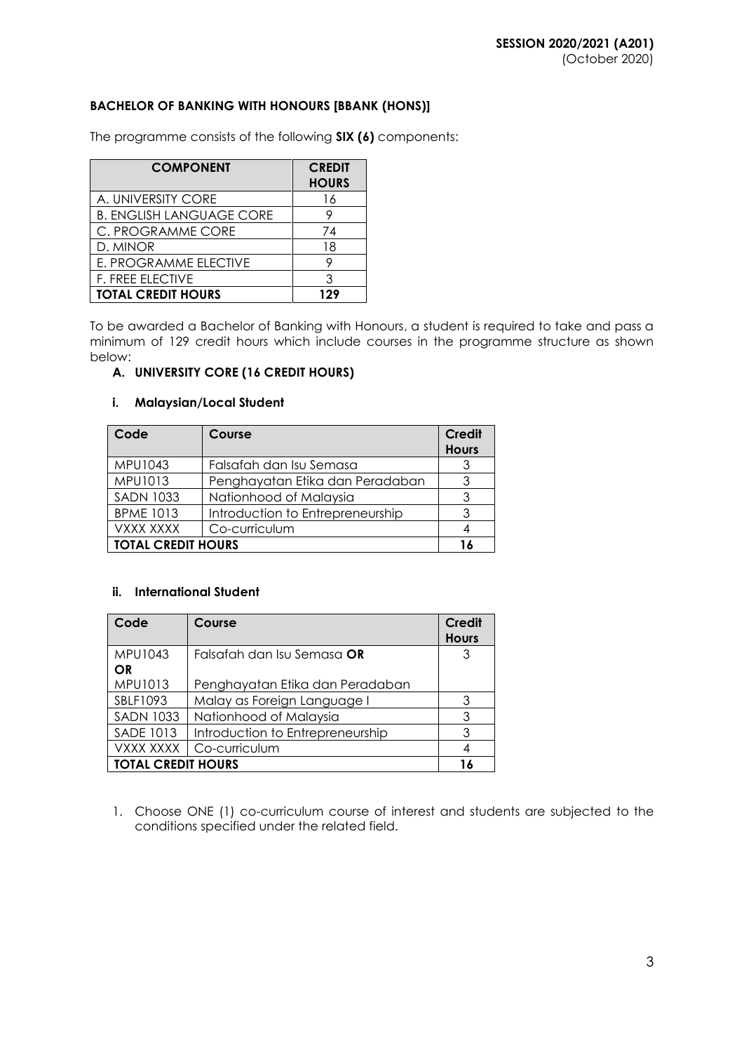**SESSION 2020/2021 (A201)**
(October 2020)

**BACHELOR OF BANKING WITH HONOURS [BBANK (HONS)]**

The programme consists of the following **SIX (6)** components:

| COMPONENT | CREDIT HOURS |
|---|---|
| A. UNIVERSITY CORE | 16 |
| B. ENGLISH LANGUAGE CORE | 9 |
| C. PROGRAMME CORE | 74 |
| D. MINOR | 18 |
| E. PROGRAMME ELECTIVE | 9 |
| F. FREE ELECTIVE | 3 |
| **TOTAL CREDIT HOURS** | **129** |

To be awarded a Bachelor of Banking with Honours, a student is required to take and pass a minimum of 129 credit hours which include courses in the programme structure as shown below:

**A. UNIVERSITY CORE (16 CREDIT HOURS)**

**i. Malaysian/Local Student**

| Code | Course | Credit Hours |
|---|---|---|
| MPU1043 | Falsafah dan Isu Semasa | 3 |
| MPU1013 | Penghayatan Etika dan Peradaban | 3 |
| SADN 1033 | Nationhood of Malaysia | 3 |
| BPME 1013 | Introduction to Entrepreneurship | 3 |
| VXXX XXXX | Co-curriculum | 4 |
| **TOTAL CREDIT HOURS** | | **16** |

**ii. International Student**

| Code | Course | Credit Hours |
|---|---|---|
| MPU1043 **OR** MPU1013 | Falsafah dan Isu Semasa **OR** Penghayatan Etika dan Peradaban | 3 |
| SBLF1093 | Malay as Foreign Language I | 3 |
| SADN 1033 | Nationhood of Malaysia | 3 |
| SADE 1013 | Introduction to Entrepreneurship | 3 |
| VXXX XXXX | Co-curriculum | 4 |
| **TOTAL CREDIT HOURS** | | **16** |

1. Choose ONE (1) co-curriculum course of interest and students are subjected to the conditions specified under the related field.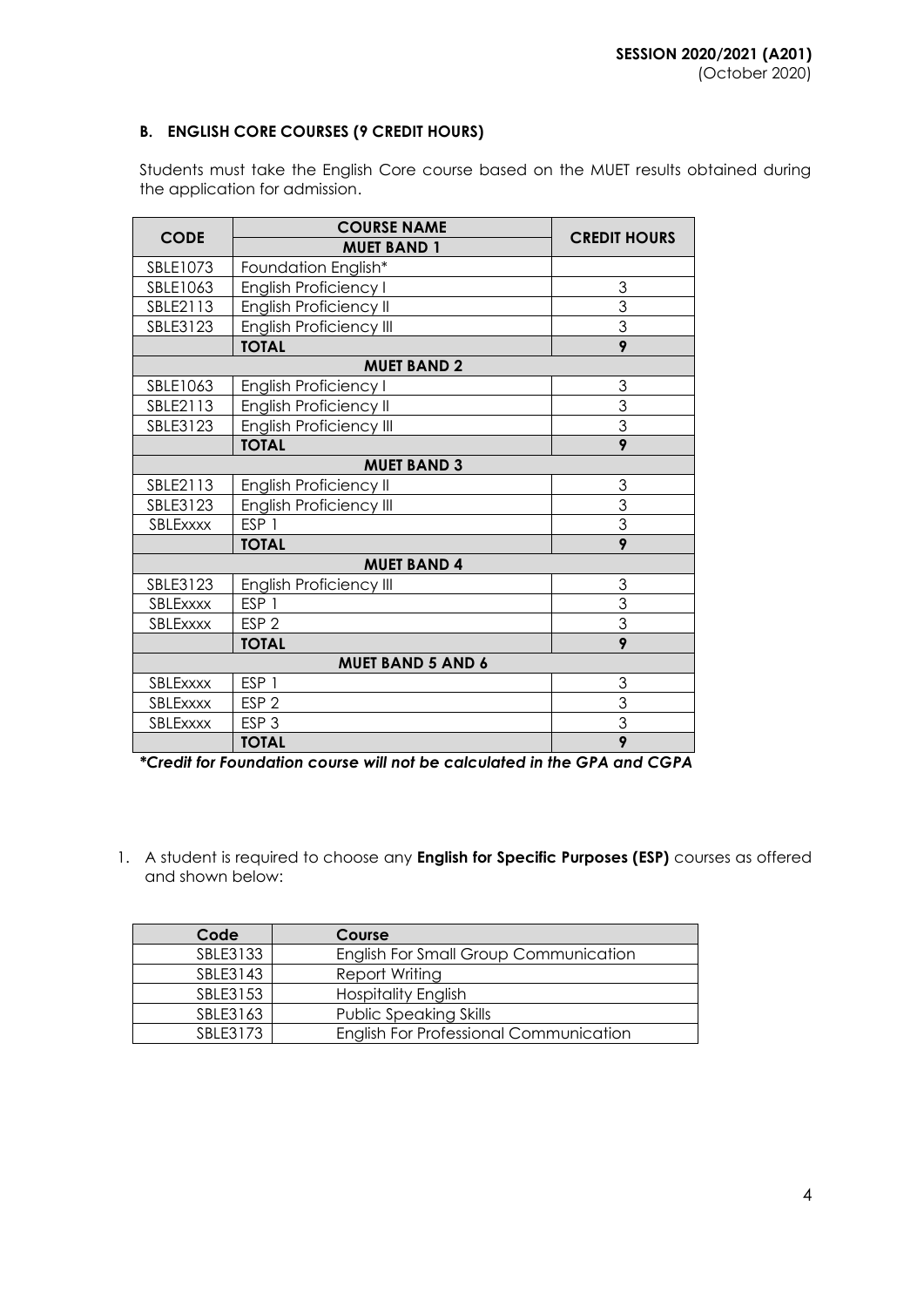**SESSION 2020/2021 (A201)**
(October 2020)

### B. ENGLISH CORE COURSES (9 CREDIT HOURS)

Students must take the English Core course based on the MUET results obtained during the application for admission.

| CODE | COURSE NAME | CREDIT HOURS |
|---|---|---|
| | **MUET BAND 1** | |
| SBLE1073 | Foundation English* | |
| SBLE1063 | English Proficiency I | 3 |
| SBLE2113 | English Proficiency II | 3 |
| SBLE3123 | English Proficiency III | 3 |
| | **TOTAL** | **9** |
| | **MUET BAND 2** | |
| SBLE1063 | English Proficiency I | 3 |
| SBLE2113 | English Proficiency II | 3 |
| SBLE3123 | English Proficiency III | 3 |
| | **TOTAL** | **9** |
| | **MUET BAND 3** | |
| SBLE2113 | English Proficiency II | 3 |
| SBLE3123 | English Proficiency III | 3 |
| SBLExxxx | ESP 1 | 3 |
| | **TOTAL** | **9** |
| | **MUET BAND 4** | |
| SBLE3123 | English Proficiency III | 3 |
| SBLExxxx | ESP 1 | 3 |
| SBLExxxx | ESP 2 | 3 |
| | **TOTAL** | **9** |
| | **MUET BAND 5 AND 6** | |
| SBLExxxx | ESP 1 | 3 |
| SBLExxxx | ESP 2 | 3 |
| SBLExxxx | ESP 3 | 3 |
| | **TOTAL** | **9** |

***Credit for Foundation course will not be calculated in the GPA and CGPA***

1. A student is required to choose any **English for Specific Purposes (ESP)** courses as offered and shown below:

| Code | Course |
|---|---|
| SBLE3133 | English For Small Group Communication |
| SBLE3143 | Report Writing |
| SBLE3153 | Hospitality English |
| SBLE3163 | Public Speaking Skills |
| SBLE3173 | English For Professional Communication |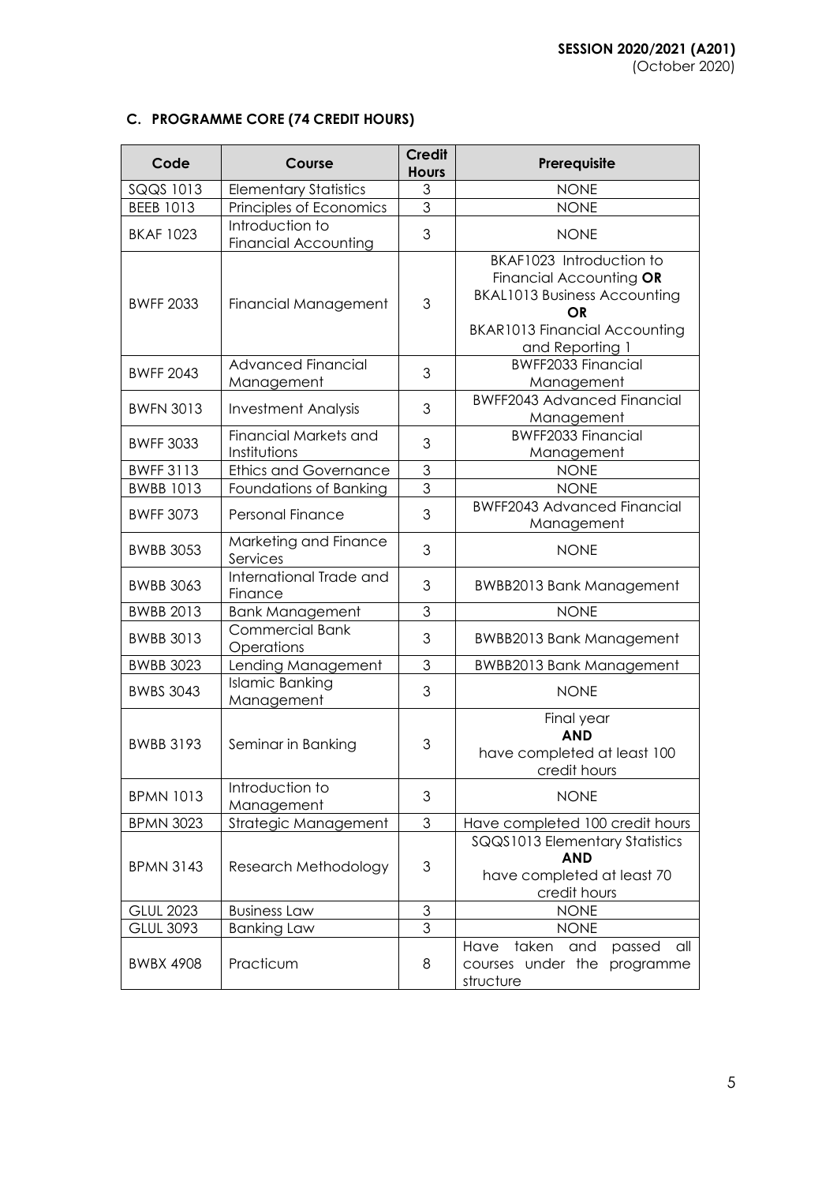### C. PROGRAMME CORE (74 CREDIT HOURS)

| Code | Course | Credit Hours | Prerequisite |
|---|---|---|---|
| SQQS 1013 | Elementary Statistics | 3 | NONE |
| BEEB 1013 | Principles of Economics | 3 | NONE |
| BKAF 1023 | Introduction to Financial Accounting | 3 | NONE |
| BWFF 2033 | Financial Management | 3 | BKAF1023 Introduction to Financial Accounting **OR** BKAL1013 Business Accounting **OR** BKAR1013 Financial Accounting and Reporting 1 |
| BWFF 2043 | Advanced Financial Management | 3 | BWFF2033 Financial Management |
| BWFN 3013 | Investment Analysis | 3 | BWFF2043 Advanced Financial Management |
| BWFF 3033 | Financial Markets and Institutions | 3 | BWFF2033 Financial Management |
| BWFF 3113 | Ethics and Governance | 3 | NONE |
| BWBB 1013 | Foundations of Banking | 3 | NONE |
| BWFF 3073 | Personal Finance | 3 | BWFF2043 Advanced Financial Management |
| BWBB 3053 | Marketing and Finance Services | 3 | NONE |
| BWBB 3063 | International Trade and Finance | 3 | BWBB2013 Bank Management |
| BWBB 2013 | Bank Management | 3 | NONE |
| BWBB 3013 | Commercial Bank Operations | 3 | BWBB2013 Bank Management |
| BWBB 3023 | Lending Management | 3 | BWBB2013 Bank Management |
| BWBS 3043 | Islamic Banking Management | 3 | NONE |
| BWBB 3193 | Seminar in Banking | 3 | Final year **AND** have completed at least 100 credit hours |
| BPMN 1013 | Introduction to Management | 3 | NONE |
| BPMN 3023 | Strategic Management | 3 | Have completed 100 credit hours |
| BPMN 3143 | Research Methodology | 3 | SQQS1013 Elementary Statistics **AND** have completed at least 70 credit hours |
| GLUL 2023 | Business Law | 3 | NONE |
| GLUL 3093 | Banking Law | 3 | NONE |
| BWBX 4908 | Practicum | 8 | Have taken and passed all courses under the programme structure |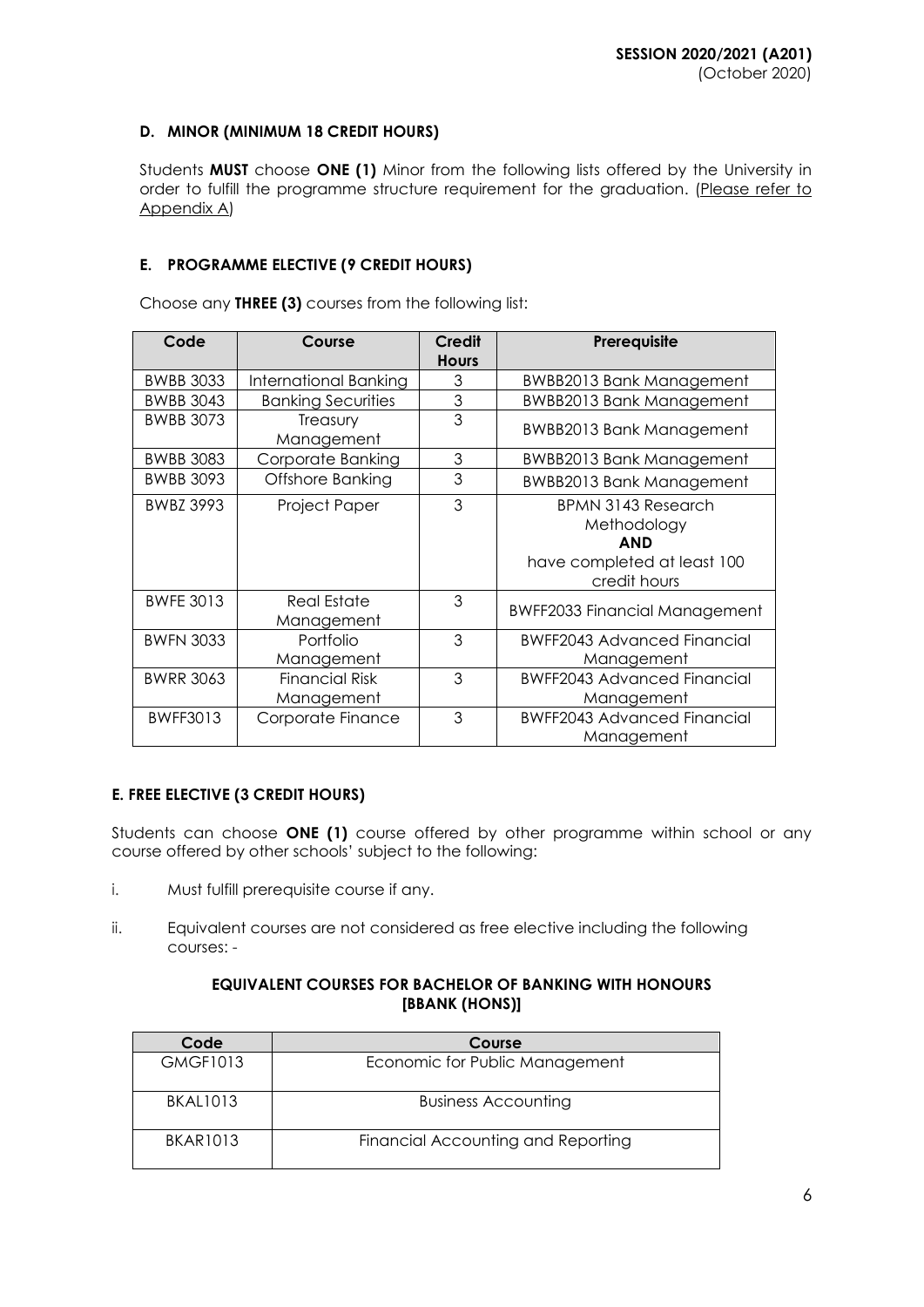### D. MINOR (MINIMUM 18 CREDIT HOURS)

Students **MUST** choose **ONE (1)** Minor from the following lists offered by the University in order to fulfill the programme structure requirement for the graduation. (Please refer to Appendix A)

### E. PROGRAMME ELECTIVE (9 CREDIT HOURS)

Choose any **THREE (3)** courses from the following list:

| Code | Course | Credit Hours | Prerequisite |
|---|---|---|---|
| BWBB 3033 | International Banking | 3 | BWBB2013 Bank Management |
| BWBB 3043 | Banking Securities | 3 | BWBB2013 Bank Management |
| BWBB 3073 | Treasury Management | 3 | BWBB2013 Bank Management |
| BWBB 3083 | Corporate Banking | 3 | BWBB2013 Bank Management |
| BWBB 3093 | Offshore Banking | 3 | BWBB2013 Bank Management |
| BWBZ 3993 | Project Paper | 3 | BPMN 3143 Research Methodology **AND** have completed at least 100 credit hours |
| BWFE 3013 | Real Estate Management | 3 | BWFF2033 Financial Management |
| BWFN 3033 | Portfolio Management | 3 | BWFF2043 Advanced Financial Management |
| BWRR 3063 | Financial Risk Management | 3 | BWFF2043 Advanced Financial Management |
| BWFF3013 | Corporate Finance | 3 | BWFF2043 Advanced Financial Management |

### E. FREE ELECTIVE (3 CREDIT HOURS)

Students can choose **ONE (1)** course offered by other programme within school or any course offered by other schools' subject to the following:

i. Must fulfill prerequisite course if any.

ii. Equivalent courses are not considered as free elective including the following courses: -

**EQUIVALENT COURSES FOR BACHELOR OF BANKING WITH HONOURS [BBANK (HONS)]**

| Code | Course |
|---|---|
| GMGF1013 | Economic for Public Management |
| BKAL1013 | Business Accounting |
| BKAR1013 | Financial Accounting and Reporting |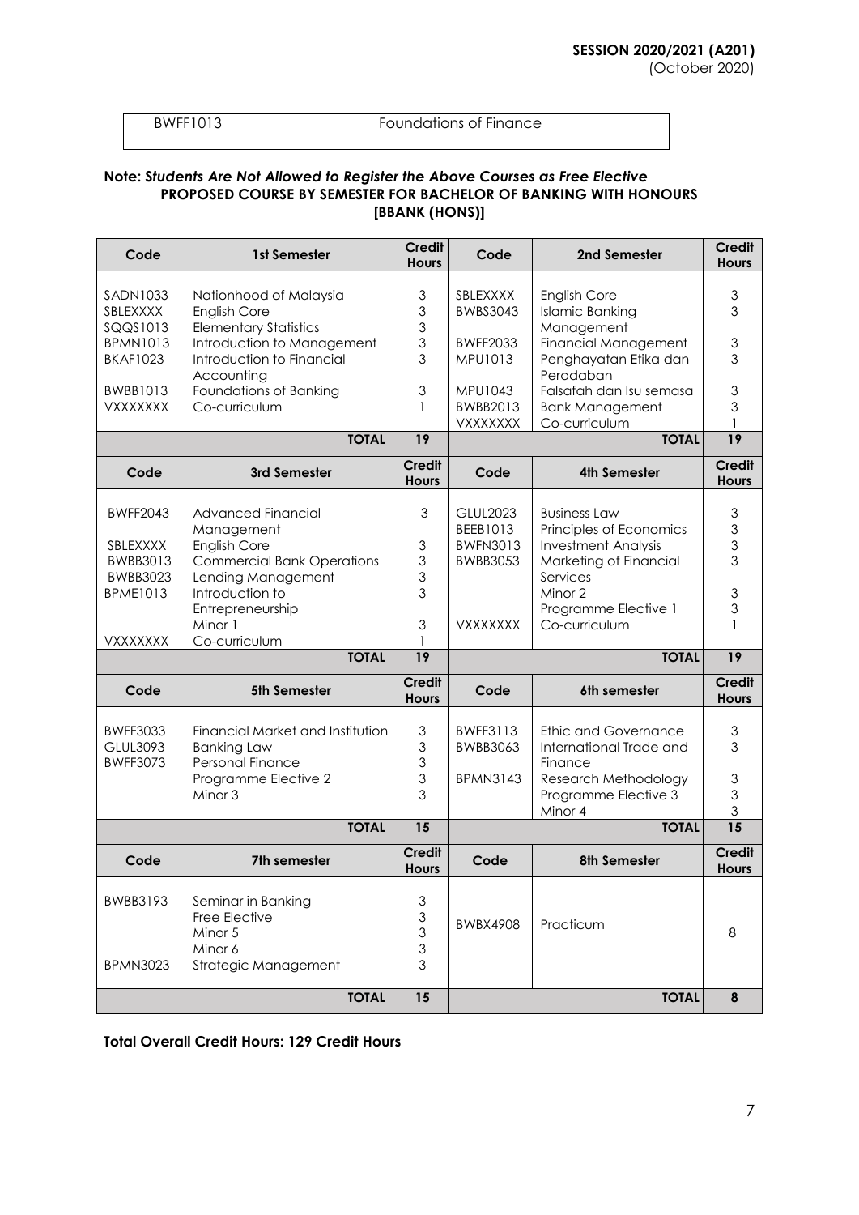| BWFF1013 | Foundations of Finance |
|---|---|

**Note: S*tudents Are Not Allowed to Register the Above Courses as Free Elective***

**PROPOSED COURSE BY SEMESTER FOR BACHELOR OF BANKING WITH HONOURS [BBANK (HONS)]**

| Code | 1st Semester | Credit Hours | Code | 2nd Semester | Credit Hours |
|---|---|---|---|---|---|
| SADN1033 | Nationhood of Malaysia | 3 | SBLEXXXX | English Core | 3 |
| SBLEXXXX | English Core | 3 | BWBS3043 | Islamic Banking Management | 3 |
| SQQS1013 | Elementary Statistics | 3 | BWFF2033 | Financial Management | 3 |
| BPMN1013 | Introduction to Management | 3 | MPU1013 | Penghayatan Etika dan Peradaban | 3 |
| BKAF1023 | Introduction to Financial Accounting | 3 | MPU1043 | Falsafah dan Isu semasa | 3 |
| BWBB1013 | Foundations of Banking | 3 | BWBB2013 | Bank Management | 3 |
| VXXXXXXX | Co-curriculum | 1 | VXXXXXXX | Co-curriculum | 1 |
| | **TOTAL** | **19** | | **TOTAL** | **19** |
| **Code** | **3rd Semester** | **Credit Hours** | **Code** | **4th Semester** | **Credit Hours** |
| BWFF2043 | Advanced Financial Management | 3 | GLUL2023 | Business Law | 3 |
| SBLEXXXX | English Core | 3 | BEEB1013 | Principles of Economics | 3 |
| BWBB3013 | Commercial Bank Operations | 3 | BWFN3013 | Investment Analysis | 3 |
| BWBB3023 | Lending Management | 3 | BWBB3053 | Marketing of Financial Services | 3 |
| BPME1013 | Introduction to Entrepreneurship | 3 | | Minor 2 | 3 |
| | Minor 1 | 3 | | Programme Elective 1 | 3 |
| VXXXXXXX | Co-curriculum | 1 | VXXXXXXX | Co-curriculum | 1 |
| | **TOTAL** | **19** | | **TOTAL** | **19** |
| **Code** | **5th Semester** | **Credit Hours** | **Code** | **6th semester** | **Credit Hours** |
| BWFF3033 | Financial Market and Institution | 3 | BWFF3113 | Ethic and Governance | 3 |
| GLUL3093 | Banking Law | 3 | BWBB3063 | International Trade and Finance | 3 |
| BWFF3073 | Personal Finance | 3 | BPMN3143 | Research Methodology | 3 |
| | Programme Elective 2 | 3 | | Programme Elective 3 | 3 |
| | Minor 3 | 3 | | Minor 4 | 3 |
| | **TOTAL** | **15** | | **TOTAL** | **15** |
| **Code** | **7th semester** | **Credit Hours** | **Code** | **8th Semester** | **Credit Hours** |
| BWBB3193 | Seminar in Banking | 3 | BWBX4908 | Practicum | 8 |
| | Free Elective | 3 | | | |
| | Minor 5 | 3 | | | |
| | Minor 6 | 3 | | | |
| BPMN3023 | Strategic Management | 3 | | | |
| | **TOTAL** | **15** | | **TOTAL** | **8** |

**Total Overall Credit Hours: 129 Credit Hours**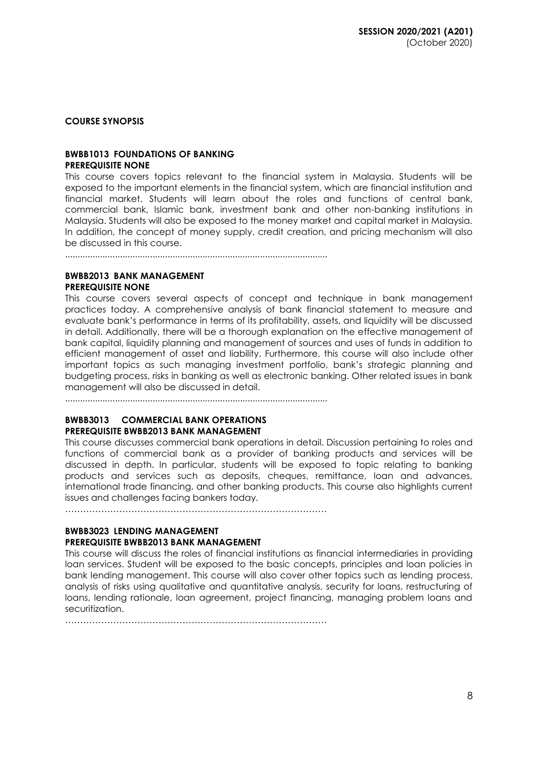**COURSE SYNOPSIS**

**BWBB1013 FOUNDATIONS OF BANKING**
**PREREQUISITE NONE**

This course covers topics relevant to the financial system in Malaysia. Students will be exposed to the important elements in the financial system, which are financial institution and financial market. Students will learn about the roles and functions of central bank, commercial bank, Islamic bank, investment bank and other non-banking institutions in Malaysia. Students will also be exposed to the money market and capital market in Malaysia. In addition, the concept of money supply, credit creation, and pricing mechanism will also be discussed in this course.

........................................................................................................

**BWBB2013 BANK MANAGEMENT**
**PREREQUISITE NONE**

This course covers several aspects of concept and technique in bank management practices today. A comprehensive analysis of bank financial statement to measure and evaluate bank's performance in terms of its profitability, assets, and liquidity will be discussed in detail. Additionally, there will be a thorough explanation on the effective management of bank capital, liquidity planning and management of sources and uses of funds in addition to efficient management of asset and liability. Furthermore, this course will also include other important topics as such managing investment portfolio, bank's strategic planning and budgeting process, risks in banking as well as electronic banking. Other related issues in bank management will also be discussed in detail.

........................................................................................................

**BWBB3013 COMMERCIAL BANK OPERATIONS**
**PREREQUISITE BWBB2013 BANK MANAGEMENT**

This course discusses commercial bank operations in detail. Discussion pertaining to roles and functions of commercial bank as a provider of banking products and services will be discussed in depth. In particular, students will be exposed to topic relating to banking products and services such as deposits, cheques, remittance, loan and advances, international trade financing, and other banking products. This course also highlights current issues and challenges facing bankers today.

………………………………………………………………………………

**BWBB3023 LENDING MANAGEMENT**
**PREREQUISITE BWBB2013 BANK MANAGEMENT**

This course will discuss the roles of financial institutions as financial intermediaries in providing loan services. Student will be exposed to the basic concepts, principles and loan policies in bank lending management. This course will also cover other topics such as lending process, analysis of risks using qualitative and quantitative analysis, security for loans, restructuring of loans, lending rationale, loan agreement, project financing, managing problem loans and securitization.

………………………………………………………………………………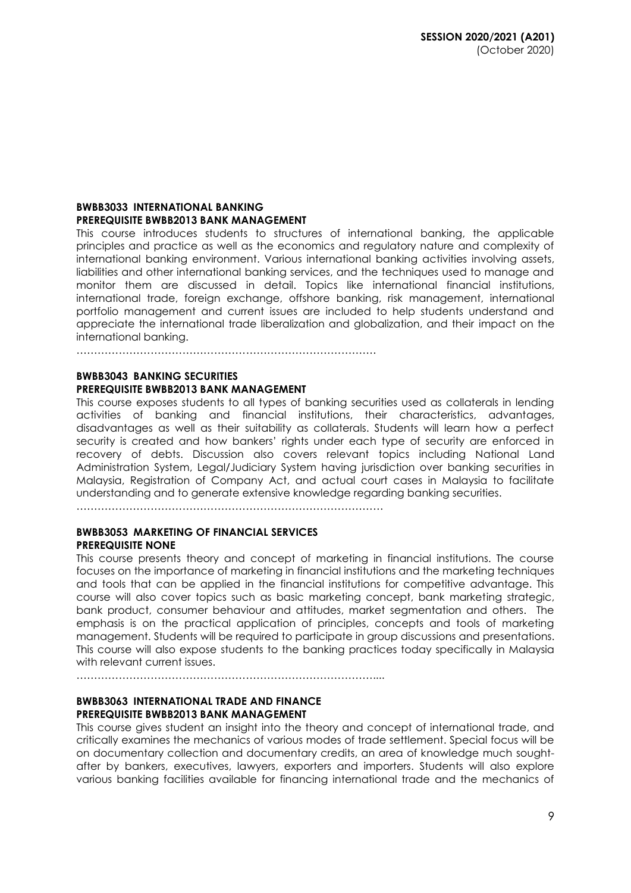**SESSION 2020/2021 (A201)**
(October 2020)

**BWBB3033 INTERNATIONAL BANKING**
**PREREQUISITE BWBB2013 BANK MANAGEMENT**

This course introduces students to structures of international banking, the applicable principles and practice as well as the economics and regulatory nature and complexity of international banking environment. Various international banking activities involving assets, liabilities and other international banking services, and the techniques used to manage and monitor them are discussed in detail. Topics like international financial institutions, international trade, foreign exchange, offshore banking, risk management, international portfolio management and current issues are included to help students understand and appreciate the international trade liberalization and globalization, and their impact on the international banking.

…………………………………………………………………………

**BWBB3043 BANKING SECURITIES**
**PREREQUISITE BWBB2013 BANK MANAGEMENT**

This course exposes students to all types of banking securities used as collaterals in lending activities of banking and financial institutions, their characteristics, advantages, disadvantages as well as their suitability as collaterals. Students will learn how a perfect security is created and how bankers' rights under each type of security are enforced in recovery of debts. Discussion also covers relevant topics including National Land Administration System, Legal/Judiciary System having jurisdiction over banking securities in Malaysia, Registration of Company Act, and actual court cases in Malaysia to facilitate understanding and to generate extensive knowledge regarding banking securities.

…………………………………………………………………………

**BWBB3053 MARKETING OF FINANCIAL SERVICES**
**PREREQUISITE NONE**

This course presents theory and concept of marketing in financial institutions. The course focuses on the importance of marketing in financial institutions and the marketing techniques and tools that can be applied in the financial institutions for competitive advantage. This course will also cover topics such as basic marketing concept, bank marketing strategic, bank product, consumer behaviour and attitudes, market segmentation and others. The emphasis is on the practical application of principles, concepts and tools of marketing management. Students will be required to participate in group discussions and presentations. This course will also expose students to the banking practices today specifically in Malaysia with relevant current issues.

…………………………………………………………………………....

**BWBB3063 INTERNATIONAL TRADE AND FINANCE**
**PREREQUISITE BWBB2013 BANK MANAGEMENT**

This course gives student an insight into the theory and concept of international trade, and critically examines the mechanics of various modes of trade settlement. Special focus will be on documentary collection and documentary credits, an area of knowledge much sought-after by bankers, executives, lawyers, exporters and importers. Students will also explore various banking facilities available for financing international trade and the mechanics of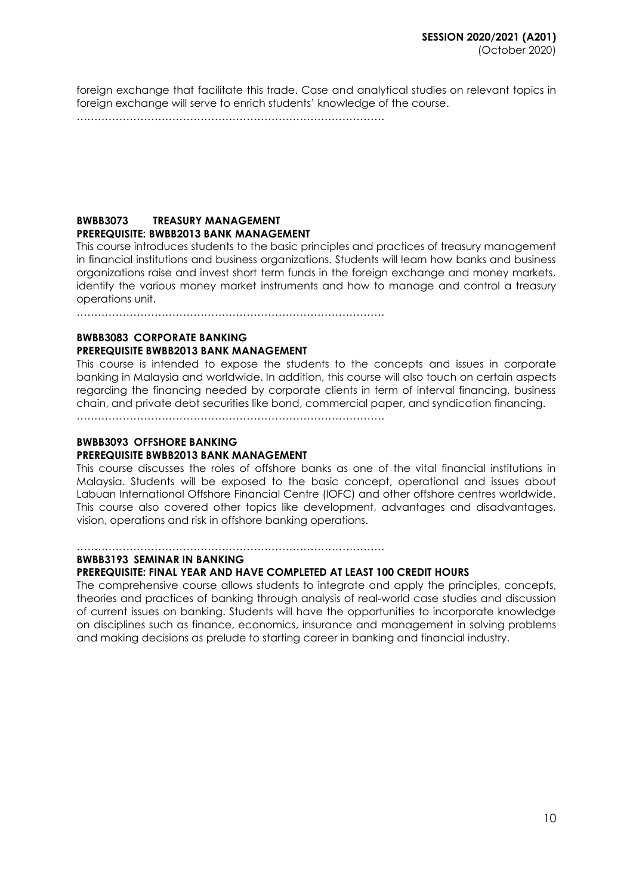foreign exchange that facilitate this trade. Case and analytical studies on relevant topics in foreign exchange will serve to enrich students' knowledge of the course.

……………………………………………………………………………

**BWBB3073 TREASURY MANAGEMENT**
**PREREQUISITE: BWBB2013 BANK MANAGEMENT**

This course introduces students to the basic principles and practices of treasury management in financial institutions and business organizations. Students will learn how banks and business organizations raise and invest short term funds in the foreign exchange and money markets, identify the various money market instruments and how to manage and control a treasury operations unit.

……………………………………………………………………………

**BWBB3083 CORPORATE BANKING**
**PREREQUISITE BWBB2013 BANK MANAGEMENT**

This course is intended to expose the students to the concepts and issues in corporate banking in Malaysia and worldwide. In addition, this course will also touch on certain aspects regarding the financing needed by corporate clients in term of interval financing, business chain, and private debt securities like bond, commercial paper, and syndication financing.

……………………………………………………………………………

**BWBB3093 OFFSHORE BANKING**
**PREREQUISITE BWBB2013 BANK MANAGEMENT**

This course discusses the roles of offshore banks as one of the vital financial institutions in Malaysia. Students will be exposed to the basic concept, operational and issues about Labuan International Offshore Financial Centre (IOFC) and other offshore centres worldwide. This course also covered other topics like development, advantages and disadvantages, vision, operations and risk in offshore banking operations.

……………………………………………………………………………

**BWBB3193 SEMINAR IN BANKING**
**PREREQUISITE: FINAL YEAR AND HAVE COMPLETED AT LEAST 100 CREDIT HOURS**

The comprehensive course allows students to integrate and apply the principles, concepts, theories and practices of banking through analysis of real-world case studies and discussion of current issues on banking. Students will have the opportunities to incorporate knowledge on disciplines such as finance, economics, insurance and management in solving problems and making decisions as prelude to starting career in banking and financial industry.